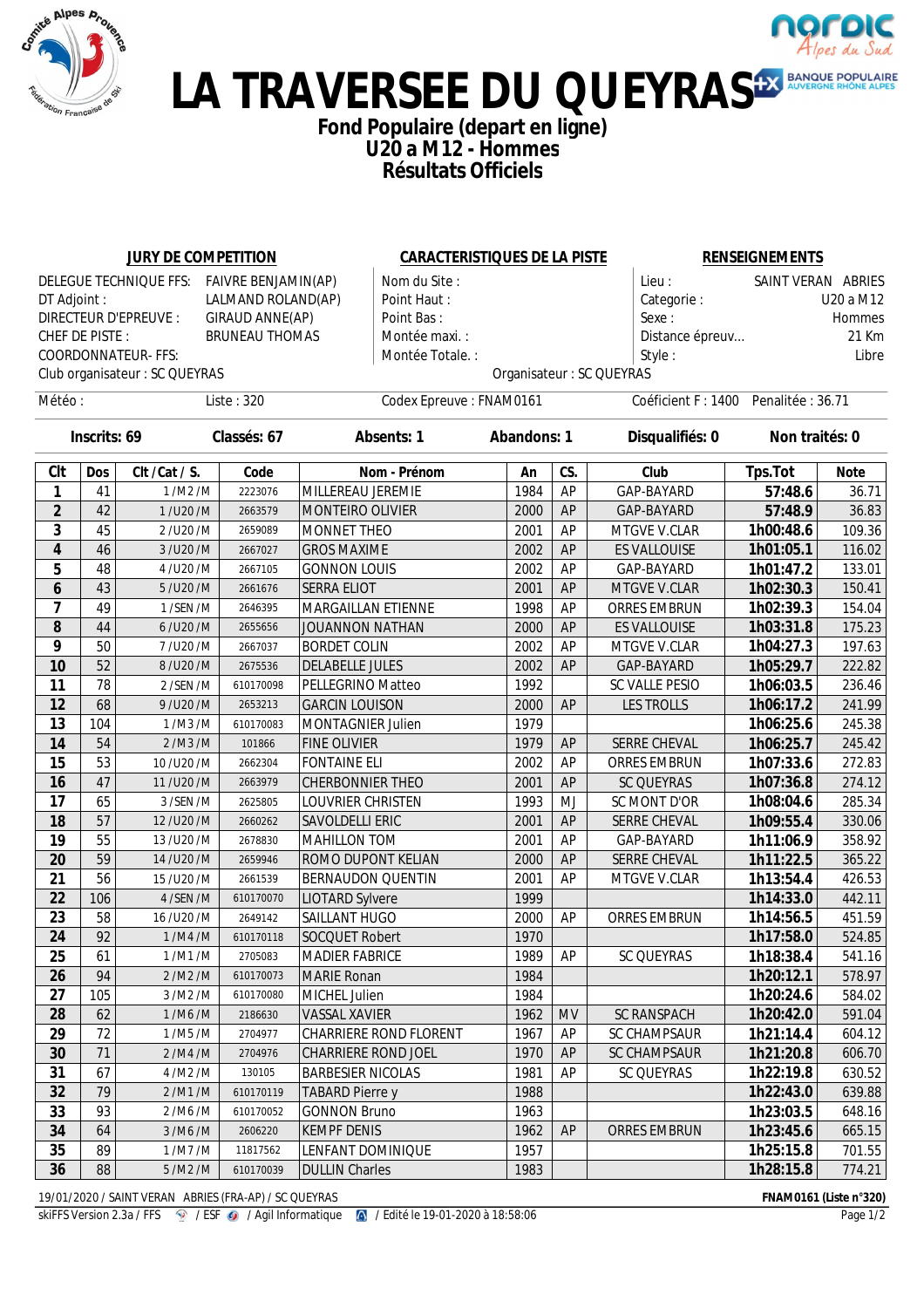# LA TRAVERSEE DU QUEYRAS

## Fond Populaire (depart en ligne)
## U20 a M12 - Hommes
## Résultats Officiels

| JURY DE COMPETITION | | CARACTERISTIQUES DE LA PISTE | RENSEIGNEMENTS | |
|---|---|---|---|---|
| DELEGUE TECHNIQUE FFS: | FAIVRE BENJAMIN(AP) | Nom du Site : | Lieu : | SAINT VERAN ABRIES |
| DT Adjoint : | LALMAND ROLAND(AP) | Point Haut : | Categorie : | U20 a M12 |
| DIRECTEUR D'EPREUVE : | GIRAUD ANNE(AP) | Point Bas : | Sexe : | Hommes |
| CHEF DE PISTE : | BRUNEAU THOMAS | Montée maxi. : | Distance épreuv... | 21 Km |
| COORDONNATEUR- FFS: | | Montée Totale. : | Style : | Libre |
| Club organisateur : SC QUEYRAS | | Organisateur : SC QUEYRAS | | |

Météo : Liste : 320 Codex Epreuve : FNAM0161 Coéficient F : 1400 Penalitée : 36.71

**Inscrits: 69 Classés: 67 Absents: 1 Abandons: 1 Disqualifiés: 0 Non traités: 0**

| Clt | Dos | Clt / Cat / S. | Code | Nom - Prénom | An | CS. | Club | Tps.Tot | Note |
|---|---|---|---|---|---|---|---|---|---|
| 1 | 41 | 1 / M2 / M | 2223076 | MILLEREAU JEREMIE | 1984 | AP | GAP-BAYARD | 57:48.6 | 36.71 |
| 2 | 42 | 1 / U20 / M | 2663579 | MONTEIRO OLIVIER | 2000 | AP | GAP-BAYARD | 57:48.9 | 36.83 |
| 3 | 45 | 2 / U20 / M | 2659089 | MONNET THEO | 2001 | AP | MTGVE V.CLAR | 1h00:48.6 | 109.36 |
| 4 | 46 | 3 / U20 / M | 2667027 | GROS MAXIME | 2002 | AP | ES VALLOUISE | 1h01:05.1 | 116.02 |
| 5 | 48 | 4 / U20 / M | 2667105 | GONNON LOUIS | 2002 | AP | GAP-BAYARD | 1h01:47.2 | 133.01 |
| 6 | 43 | 5 / U20 / M | 2661676 | SERRA ELIOT | 2001 | AP | MTGVE V.CLAR | 1h02:30.3 | 150.41 |
| 7 | 49 | 1 / SEN / M | 2646395 | MARGAILLAN ETIENNE | 1998 | AP | ORRES EMBRUN | 1h02:39.3 | 154.04 |
| 8 | 44 | 6 / U20 / M | 2655656 | JOUANNON NATHAN | 2000 | AP | ES VALLOUISE | 1h03:31.8 | 175.23 |
| 9 | 50 | 7 / U20 / M | 2667037 | BORDET COLIN | 2002 | AP | MTGVE V.CLAR | 1h04:27.3 | 197.63 |
| 10 | 52 | 8 / U20 / M | 2675536 | DELABELLE JULES | 2002 | AP | GAP-BAYARD | 1h05:29.7 | 222.82 |
| 11 | 78 | 2 / SEN / M | 610170098 | PELLEGRINO Matteo | 1992 | | SC VALLE PESIO | 1h06:03.5 | 236.46 |
| 12 | 68 | 9 / U20 / M | 2653213 | GARCIN LOUISON | 2000 | AP | LES TROLLS | 1h06:17.2 | 241.99 |
| 13 | 104 | 1 / M3 / M | 610170083 | MONTAGNIER Julien | 1979 | | | 1h06:25.6 | 245.38 |
| 14 | 54 | 2 / M3 / M | 101866 | FINE OLIVIER | 1979 | AP | SERRE CHEVAL | 1h06:25.7 | 245.42 |
| 15 | 53 | 10 / U20 / M | 2662304 | FONTAINE ELI | 2002 | AP | ORRES EMBRUN | 1h07:33.6 | 272.83 |
| 16 | 47 | 11 / U20 / M | 2663979 | CHERBONNIER THEO | 2001 | AP | SC QUEYRAS | 1h07:36.8 | 274.12 |
| 17 | 65 | 3 / SEN / M | 2625805 | LOUVRIER CHRISTEN | 1993 | MJ | SC MONT D'OR | 1h08:04.6 | 285.34 |
| 18 | 57 | 12 / U20 / M | 2660262 | SAVOLDELLI ERIC | 2001 | AP | SERRE CHEVAL | 1h09:55.4 | 330.06 |
| 19 | 55 | 13 / U20 / M | 2678830 | MAHILLON TOM | 2001 | AP | GAP-BAYARD | 1h11:06.9 | 358.92 |
| 20 | 59 | 14 / U20 / M | 2659946 | ROMO DUPONT KELIAN | 2000 | AP | SERRE CHEVAL | 1h11:22.5 | 365.22 |
| 21 | 56 | 15 / U20 / M | 2661539 | BERNAUDON QUENTIN | 2001 | AP | MTGVE V.CLAR | 1h13:54.4 | 426.53 |
| 22 | 106 | 4 / SEN / M | 610170070 | LIOTARD Sylvere | 1999 | | | 1h14:33.0 | 442.11 |
| 23 | 58 | 16 / U20 / M | 2649142 | SAILLANT HUGO | 2000 | AP | ORRES EMBRUN | 1h14:56.5 | 451.59 |
| 24 | 92 | 1 / M4 / M | 610170118 | SOCQUET Robert | 1970 | | | 1h17:58.0 | 524.85 |
| 25 | 61 | 1 / M1 / M | 2705083 | MADIER FABRICE | 1989 | AP | SC QUEYRAS | 1h18:38.4 | 541.16 |
| 26 | 94 | 2 / M2 / M | 610170073 | MARIE Ronan | 1984 | | | 1h20:12.1 | 578.97 |
| 27 | 105 | 3 / M2 / M | 610170080 | MICHEL Julien | 1984 | | | 1h20:24.6 | 584.02 |
| 28 | 62 | 1 / M6 / M | 2186630 | VASSAL XAVIER | 1962 | MV | SC RANSPACH | 1h20:42.0 | 591.04 |
| 29 | 72 | 1 / M5 / M | 2704977 | CHARRIERE ROND FLORENT | 1967 | AP | SC CHAMPSAUR | 1h21:14.4 | 604.12 |
| 30 | 71 | 2 / M4 / M | 2704976 | CHARRIERE ROND JOEL | 1970 | AP | SC CHAMPSAUR | 1h21:20.8 | 606.70 |
| 31 | 67 | 4 / M2 / M | 130105 | BARBESIER NICOLAS | 1981 | AP | SC QUEYRAS | 1h22:19.8 | 630.52 |
| 32 | 79 | 2 / M1 / M | 610170119 | TABARD Pierre y | 1988 | | | 1h22:43.0 | 639.88 |
| 33 | 93 | 2 / M6 / M | 610170052 | GONNON Bruno | 1963 | | | 1h23:03.5 | 648.16 |
| 34 | 64 | 3 / M6 / M | 2606220 | KEMPF DENIS | 1962 | AP | ORRES EMBRUN | 1h23:45.6 | 665.15 |
| 35 | 89 | 1 / M7 / M | 11817562 | LENFANT DOMINIQUE | 1957 | | | 1h25:15.8 | 701.55 |
| 36 | 88 | 5 / M2 / M | 610170039 | DULLIN Charles | 1983 | | | 1h28:15.8 | 774.21 |

19/01/2020 / SAINT VERAN ABRIES (FRA-AP) / SC QUEYRAS — FNAM0161 (Liste n°320)

skiFFS Version 2.3a / FFS / ESF / Agil Informatique / Edité le 19-01-2020 à 18:58:06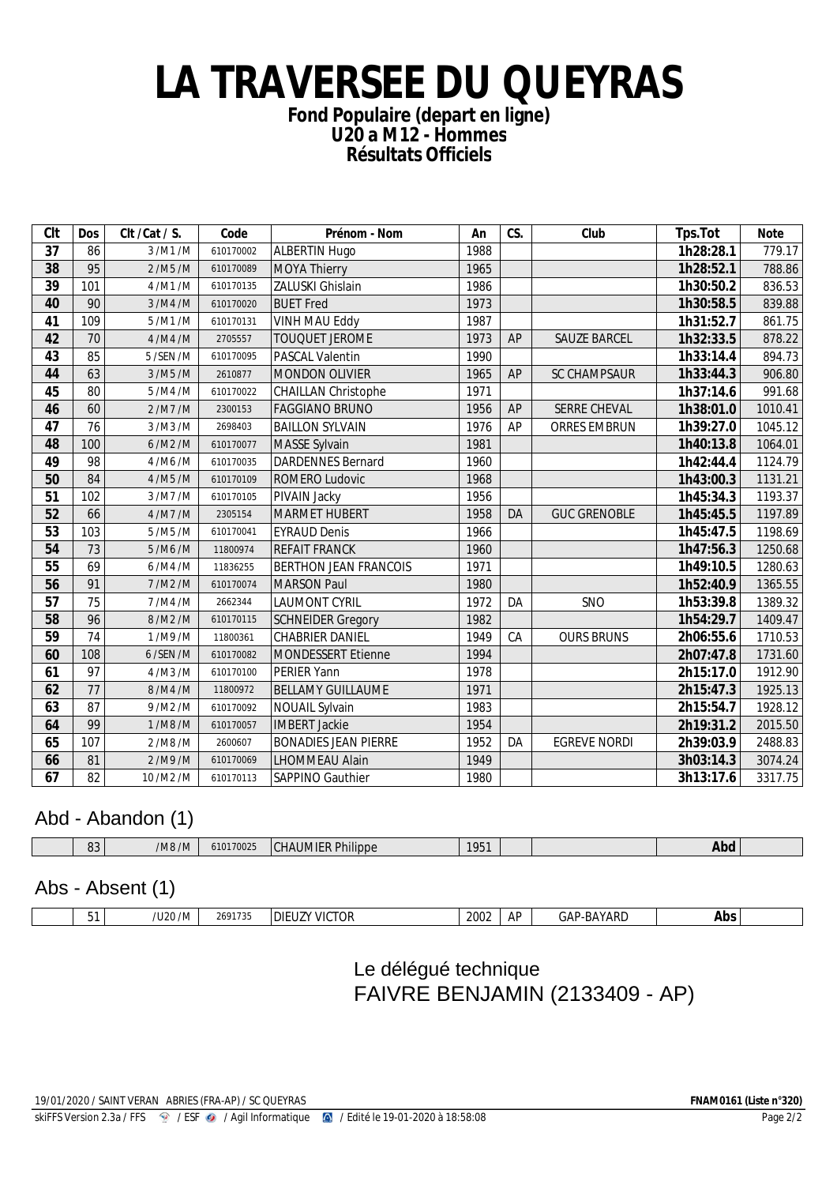# LA TRAVERSEE DU QUEYRAS

**Fond Populaire (depart en ligne)**
**U20 a M12 - Hommes**
**Résultats Officiels**

| Clt | Dos | Clt / Cat / S. | Code | Prénom - Nom | An | CS. | Club | Tps.Tot | Note |
|---|---|---|---|---|---|---|---|---|---|
| 37 | 86 | 3 / M1 / M | 610170002 | ALBERTIN Hugo | 1988 | | | 1h28:28.1 | 779.17 |
| 38 | 95 | 2 / M5 / M | 610170089 | MOYA Thierry | 1965 | | | 1h28:52.1 | 788.86 |
| 39 | 101 | 4 / M1 / M | 610170135 | ZALUSKI Ghislain | 1986 | | | 1h30:50.2 | 836.53 |
| 40 | 90 | 3 / M4 / M | 610170020 | BUET Fred | 1973 | | | 1h30:58.5 | 839.88 |
| 41 | 109 | 5 / M1 / M | 610170131 | VINH MAU Eddy | 1987 | | | 1h31:52.7 | 861.75 |
| 42 | 70 | 4 / M4 / M | 2705557 | TOUQUET JEROME | 1973 | AP | SAUZE BARCEL | 1h32:33.5 | 878.22 |
| 43 | 85 | 5 / SEN / M | 610170095 | PASCAL Valentin | 1990 | | | 1h33:14.4 | 894.73 |
| 44 | 63 | 3 / M5 / M | 2610877 | MONDON OLIVIER | 1965 | AP | SC CHAMPSAUR | 1h33:44.3 | 906.80 |
| 45 | 80 | 5 / M4 / M | 610170022 | CHAILLAN Christophe | 1971 | | | 1h37:14.6 | 991.68 |
| 46 | 60 | 2 / M7 / M | 2300153 | FAGGIANO BRUNO | 1956 | AP | SERRE CHEVAL | 1h38:01.0 | 1010.41 |
| 47 | 76 | 3 / M3 / M | 2698403 | BAILLON SYLVAIN | 1976 | AP | ORRES EMBRUN | 1h39:27.0 | 1045.12 |
| 48 | 100 | 6 / M2 / M | 610170077 | MASSE Sylvain | 1981 | | | 1h40:13.8 | 1064.01 |
| 49 | 98 | 4 / M6 / M | 610170035 | DARDENNES Bernard | 1960 | | | 1h42:44.4 | 1124.79 |
| 50 | 84 | 4 / M5 / M | 610170109 | ROMERO Ludovic | 1968 | | | 1h43:00.3 | 1131.21 |
| 51 | 102 | 3 / M7 / M | 610170105 | PIVAIN Jacky | 1956 | | | 1h45:34.3 | 1193.37 |
| 52 | 66 | 4 / M7 / M | 2305154 | MARMET HUBERT | 1958 | DA | GUC GRENOBLE | 1h45:45.5 | 1197.89 |
| 53 | 103 | 5 / M5 / M | 610170041 | EYRAUD Denis | 1966 | | | 1h45:47.5 | 1198.69 |
| 54 | 73 | 5 / M6 / M | 11800974 | REFAIT FRANCK | 1960 | | | 1h47:56.3 | 1250.68 |
| 55 | 69 | 6 / M4 / M | 11836255 | BERTHON JEAN FRANCOIS | 1971 | | | 1h49:10.5 | 1280.63 |
| 56 | 91 | 7 / M2 / M | 610170074 | MARSON Paul | 1980 | | | 1h52:40.9 | 1365.55 |
| 57 | 75 | 7 / M4 / M | 2662344 | LAUMONT CYRIL | 1972 | DA | SNO | 1h53:39.8 | 1389.32 |
| 58 | 96 | 8 / M2 / M | 610170115 | SCHNEIDER Gregory | 1982 | | | 1h54:29.7 | 1409.47 |
| 59 | 74 | 1 / M9 / M | 11800361 | CHABRIER DANIEL | 1949 | CA | OURS BRUNS | 2h06:55.6 | 1710.53 |
| 60 | 108 | 6 / SEN / M | 610170082 | MONDESSERT Etienne | 1994 | | | 2h07:47.8 | 1731.60 |
| 61 | 97 | 4 / M3 / M | 610170100 | PERIER Yann | 1978 | | | 2h15:17.0 | 1912.90 |
| 62 | 77 | 8 / M4 / M | 11800972 | BELLAMY GUILLAUME | 1971 | | | 2h15:47.3 | 1925.13 |
| 63 | 87 | 9 / M2 / M | 610170092 | NOUAIL Sylvain | 1983 | | | 2h15:54.7 | 1928.12 |
| 64 | 99 | 1 / M8 / M | 610170057 | IMBERT Jackie | 1954 | | | 2h19:31.2 | 2015.50 |
| 65 | 107 | 2 / M8 / M | 2600607 | BONADIES JEAN PIERRE | 1952 | DA | EGREVE NORDI | 2h39:03.9 | 2488.83 |
| 66 | 81 | 2 / M9 / M | 610170069 | LHOMMEAU Alain | 1949 | | | 3h03:14.3 | 3074.24 |
| 67 | 82 | 10 / M2 / M | 610170113 | SAPPINO Gauthier | 1980 | | | 3h13:17.6 | 3317.75 |

## Abd - Abandon (1)

| | | | | | | | | | |
|---|---|---|---|---|---|---|---|---|---|
| | 83 | / M8 / M | 610170025 | CHAUMIER Philippe | 1951 | | | Abd | |

## Abs - Absent (1)

| | | | | | | | | | |
|---|---|---|---|---|---|---|---|---|---|
| | 51 | / U20 / M | 2691735 | DIEUZY VICTOR | 2002 | AP | GAP-BAYARD | Abs | |

Le délégué technique
FAIVRE BENJAMIN (2133409 - AP)

19/01/2020 / SAINT VERAN ABRIES (FRA-AP) / SC QUEYRAS

FNAM0161 (Liste n°320)